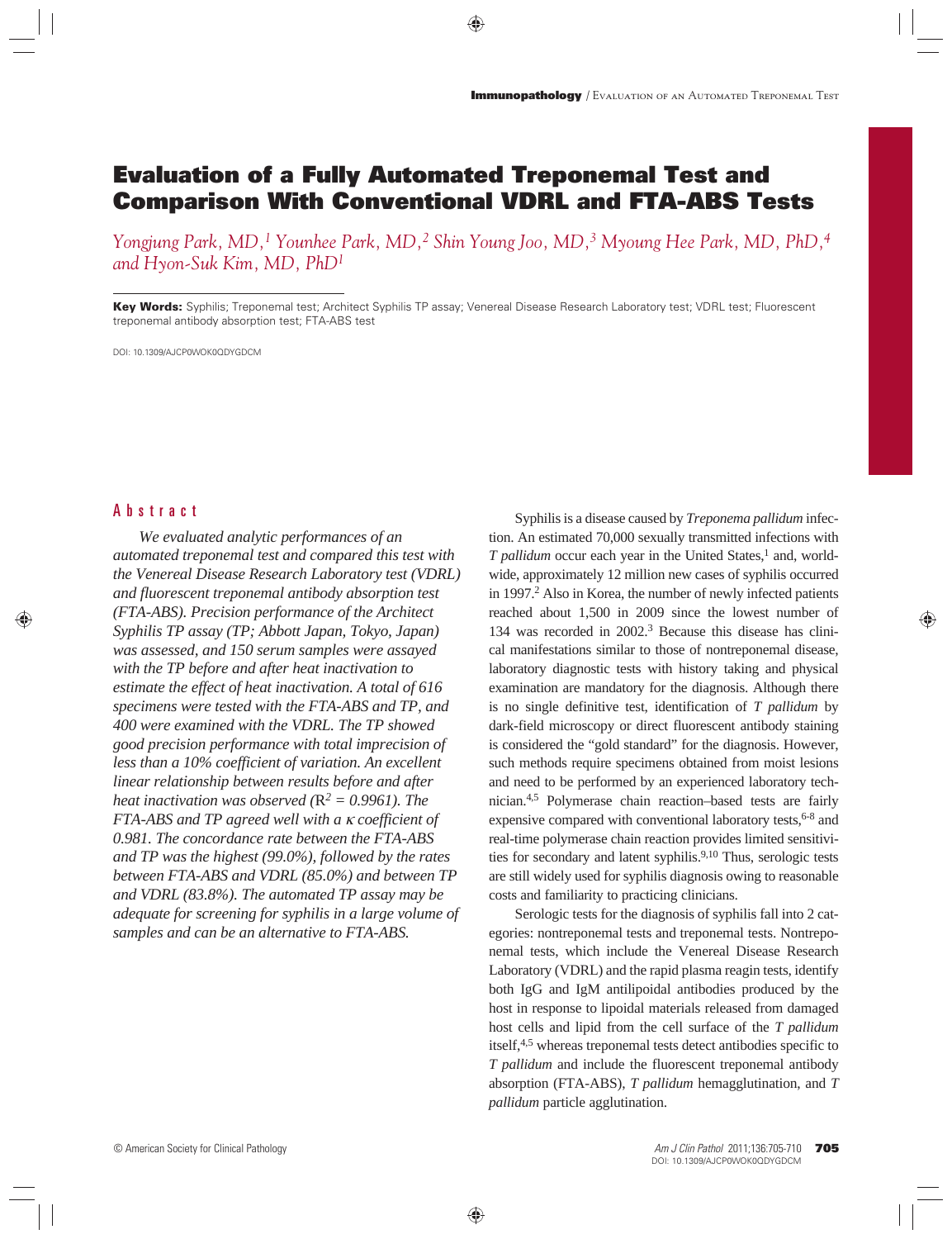# Evaluation of a Fully Automated Treponemal Test and Comparison With Conventional VDRL and FTA-ABS Tests

*Yongjung Park, MD,[1] Younhee Park, MD,[2] Shin Young Joo, MD,[3] Myoung Hee Park, MD, PhD,[4] and Hyon-Suk Kim, MD, PhD[1]*

**Key Words:** Syphilis; Treponemal test; Architect Syphilis TP assay; Venereal Disease Research Laboratory test; VDRL test; Fluorescent treponemal antibody absorption test; FTA-ABS test

DOI: 10.1309/AJCP0WOK0QDYGDCM

## Abstract

*We evaluated analytic performances of an automated treponemal test and compared this test with the Venereal Disease Research Laboratory test (VDRL) and fluorescent treponemal antibody absorption test (FTA-ABS). Precision performance of the Architect Syphilis TP assay (TP; Abbott Japan, Tokyo, Japan) was assessed, and 150 serum samples were assayed with the TP before and after heat inactivation to estimate the effect of heat inactivation. A total of 616 specimens were tested with the FTA-ABS and TP, and 400 were examined with the VDRL. The TP showed good precision performance with total imprecision of less than a 10% coefficient of variation. An excellent linear relationship between results before and after heat inactivation was observed ($R^2 = 0.9961$). The FTA-ABS and TP agreed well with a κ coefficient of 0.981. The concordance rate between the FTA-ABS and TP was the highest (99.0%), followed by the rates between FTA-ABS and VDRL (85.0%) and between TP and VDRL (83.8%). The automated TP assay may be adequate for screening for syphilis in a large volume of samples and can be an alternative to FTA-ABS.*

Syphilis is a disease caused by *Treponema pallidum* infection. An estimated 70,000 sexually transmitted infections with *T pallidum* occur each year in the United States,[1] and, worldwide, approximately 12 million new cases of syphilis occurred in 1997.[2] Also in Korea, the number of newly infected patients reached about 1,500 in 2009 since the lowest number of 134 was recorded in 2002.[3] Because this disease has clinical manifestations similar to those of nontreponemal disease, laboratory diagnostic tests with history taking and physical examination are mandatory for the diagnosis. Although there is no single definitive test, identification of *T pallidum* by dark-field microscopy or direct fluorescent antibody staining is considered the "gold standard" for the diagnosis. However, such methods require specimens obtained from moist lesions and need to be performed by an experienced laboratory technician.[4,5] Polymerase chain reaction–based tests are fairly expensive compared with conventional laboratory tests,[6-8] and real-time polymerase chain reaction provides limited sensitivities for secondary and latent syphilis.[9,10] Thus, serologic tests are still widely used for syphilis diagnosis owing to reasonable costs and familiarity to practicing clinicians.

Serologic tests for the diagnosis of syphilis fall into 2 categories: nontreponemal tests and treponemal tests. Nontreponemal tests, which include the Venereal Disease Research Laboratory (VDRL) and the rapid plasma reagin tests, identify both IgG and IgM antilipoidal antibodies produced by the host in response to lipoidal materials released from damaged host cells and lipid from the cell surface of the *T pallidum* itself,[4,5] whereas treponemal tests detect antibodies specific to *T pallidum* and include the fluorescent treponemal antibody absorption (FTA-ABS), *T pallidum* hemagglutination, and *T pallidum* particle agglutination.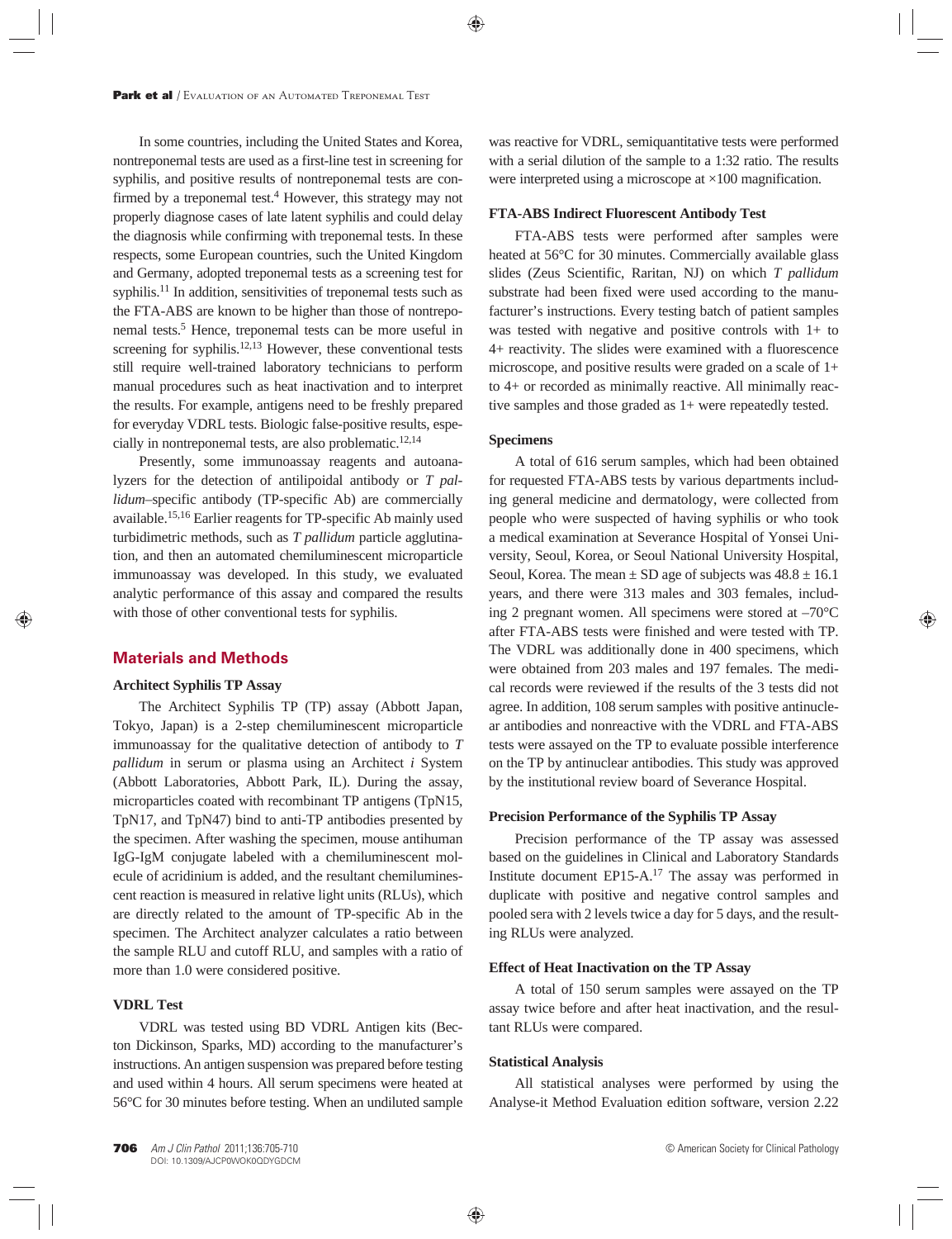In some countries, including the United States and Korea, nontreponemal tests are used as a first-line test in screening for syphilis, and positive results of nontreponemal tests are confirmed by a treponemal test.[4] However, this strategy may not properly diagnose cases of late latent syphilis and could delay the diagnosis while confirming with treponemal tests. In these respects, some European countries, such the United Kingdom and Germany, adopted treponemal tests as a screening test for syphilis.[11] In addition, sensitivities of treponemal tests such as the FTA-ABS are known to be higher than those of nontreponemal tests.[5] Hence, treponemal tests can be more useful in screening for syphilis.[12,13] However, these conventional tests still require well-trained laboratory technicians to perform manual procedures such as heat inactivation and to interpret the results. For example, antigens need to be freshly prepared for everyday VDRL tests. Biologic false-positive results, especially in nontreponemal tests, are also problematic.[12,14]

Presently, some immunoassay reagents and autoanalyzers for the detection of antilipoidal antibody or *T pallidum*–specific antibody (TP-specific Ab) are commercially available.[15,16] Earlier reagents for TP-specific Ab mainly used turbidimetric methods, such as *T pallidum* particle agglutination, and then an automated chemiluminescent microparticle immunoassay was developed. In this study, we evaluated analytic performance of this assay and compared the results with those of other conventional tests for syphilis.

## Materials and Methods

### Architect Syphilis TP Assay

The Architect Syphilis TP (TP) assay (Abbott Japan, Tokyo, Japan) is a 2-step chemiluminescent microparticle immunoassay for the qualitative detection of antibody to *T pallidum* in serum or plasma using an Architect *i* System (Abbott Laboratories, Abbott Park, IL). During the assay, microparticles coated with recombinant TP antigens (TpN15, TpN17, and TpN47) bind to anti-TP antibodies presented by the specimen. After washing the specimen, mouse antihuman IgG-IgM conjugate labeled with a chemiluminescent molecule of acridinium is added, and the resultant chemiluminescent reaction is measured in relative light units (RLUs), which are directly related to the amount of TP-specific Ab in the specimen. The Architect analyzer calculates a ratio between the sample RLU and cutoff RLU, and samples with a ratio of more than 1.0 were considered positive.

### VDRL Test

VDRL was tested using BD VDRL Antigen kits (Becton Dickinson, Sparks, MD) according to the manufacturer's instructions. An antigen suspension was prepared before testing and used within 4 hours. All serum specimens were heated at 56°C for 30 minutes before testing. When an undiluted sample was reactive for VDRL, semiquantitative tests were performed with a serial dilution of the sample to a 1:32 ratio. The results were interpreted using a microscope at ×100 magnification.

### FTA-ABS Indirect Fluorescent Antibody Test

FTA-ABS tests were performed after samples were heated at 56°C for 30 minutes. Commercially available glass slides (Zeus Scientific, Raritan, NJ) on which *T pallidum* substrate had been fixed were used according to the manufacturer's instructions. Every testing batch of patient samples was tested with negative and positive controls with 1+ to 4+ reactivity. The slides were examined with a fluorescence microscope, and positive results were graded on a scale of 1+ to 4+ or recorded as minimally reactive. All minimally reactive samples and those graded as 1+ were repeatedly tested.

### Specimens

A total of 616 serum samples, which had been obtained for requested FTA-ABS tests by various departments including general medicine and dermatology, were collected from people who were suspected of having syphilis or who took a medical examination at Severance Hospital of Yonsei University, Seoul, Korea, or Seoul National University Hospital, Seoul, Korea. The mean ± SD age of subjects was 48.8 ± 16.1 years, and there were 313 males and 303 females, including 2 pregnant women. All specimens were stored at –70°C after FTA-ABS tests were finished and were tested with TP. The VDRL was additionally done in 400 specimens, which were obtained from 203 males and 197 females. The medical records were reviewed if the results of the 3 tests did not agree. In addition, 108 serum samples with positive antinuclear antibodies and nonreactive with the VDRL and FTA-ABS tests were assayed on the TP to evaluate possible interference on the TP by antinuclear antibodies. This study was approved by the institutional review board of Severance Hospital.

### Precision Performance of the Syphilis TP Assay

Precision performance of the TP assay was assessed based on the guidelines in Clinical and Laboratory Standards Institute document EP15-A.[17] The assay was performed in duplicate with positive and negative control samples and pooled sera with 2 levels twice a day for 5 days, and the resulting RLUs were analyzed.

### Effect of Heat Inactivation on the TP Assay

A total of 150 serum samples were assayed on the TP assay twice before and after heat inactivation, and the resultant RLUs were compared.

### Statistical Analysis

All statistical analyses were performed by using the Analyse-it Method Evaluation edition software, version 2.22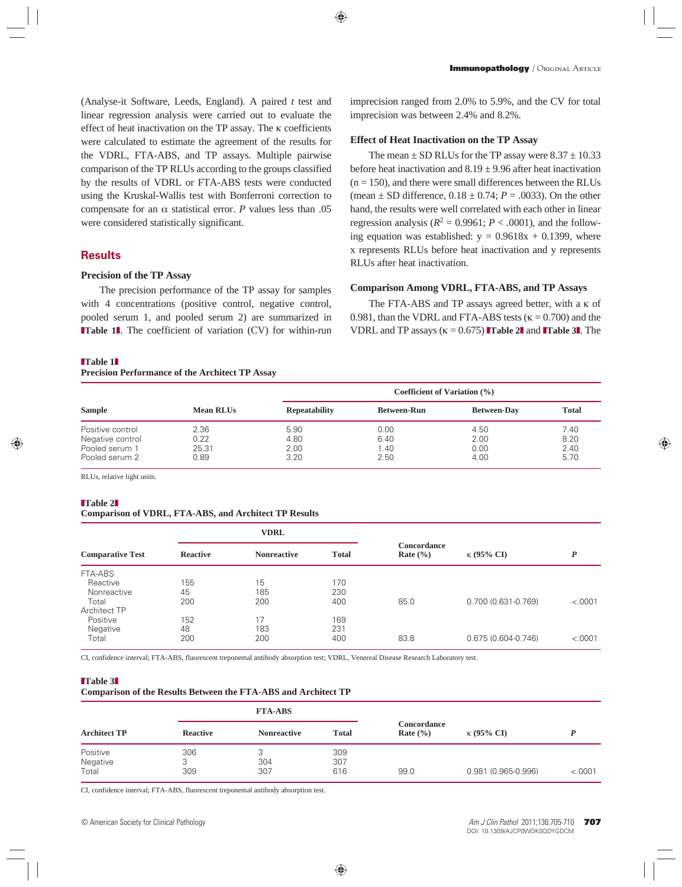(Analyse-it Software, Leeds, England). A paired *t* test and linear regression analysis were carried out to evaluate the effect of heat inactivation on the TP assay. The κ coefficients were calculated to estimate the agreement of the results for the VDRL, FTA-ABS, and TP assays. Multiple pairwise comparison of the TP RLUs according to the groups classified by the results of VDRL or FTA-ABS tests were conducted using the Kruskal-Wallis test with Bonferroni correction to compensate for an α statistical error. *P* values less than .05 were considered statistically significant.

## Results

### Precision of the TP Assay

The precision performance of the TP assay for samples with 4 concentrations (positive control, negative control, pooled serum 1, and pooled serum 2) are summarized in **Table 1**. The coefficient of variation (CV) for within-run imprecision ranged from 2.0% to 5.9%, and the CV for total imprecision was between 2.4% and 8.2%.

### Effect of Heat Inactivation on the TP Assay

The mean ± SD RLUs for the TP assay were 8.37 ± 10.33 before heat inactivation and 8.19 ± 9.96 after heat inactivation (n = 150), and there were small differences between the RLUs (mean ± SD difference, 0.18 ± 0.74; *P* = .0033). On the other hand, the results were well correlated with each other in linear regression analysis ($R^2 = 0.9961$; $P < .0001$), and the following equation was established: $y = 0.9618x + 0.1399$, where x represents RLUs before heat inactivation and y represents RLUs after heat inactivation.

### Comparison Among VDRL, FTA-ABS, and TP Assays

The FTA-ABS and TP assays agreed better, with a κ of 0.981, than the VDRL and FTA-ABS tests (κ = 0.700) and the VDRL and TP assays (κ = 0.675) **Table 2** and **Table 3**. The

**Table 1**
**Precision Performance of the Architect TP Assay**

| Sample | Mean RLUs | Coefficient of Variation (%) | | | |
|---|---|---|---|---|---|
| | | Repeatability | Between-Run | Between-Day | Total |
| Positive control | 2.36 | 5.90 | 0.00 | 4.50 | 7.40 |
| Negative control | 0.22 | 4.80 | 6.40 | 2.00 | 8.20 |
| Pooled serum 1 | 25.31 | 2.00 | 1.40 | 0.00 | 2.40 |
| Pooled serum 2 | 0.89 | 3.20 | 2.50 | 4.00 | 5.70 |

RLUs, relative light units.

**Table 2**
**Comparison of VDRL, FTA-ABS, and Architect TP Results**

| Comparative Test | VDRL | | | Concordance Rate (%) | κ (95% CI) | *P* |
|---|---|---|---|---|---|---|
| | Reactive | Nonreactive | Total | | | |
| FTA-ABS | | | | | | |
| Reactive | 155 | 15 | 170 | | | |
| Nonreactive | 45 | 185 | 230 | | | |
| Total | 200 | 200 | 400 | 85.0 | 0.700 (0.631-0.769) | <.0001 |
| Architect TP | | | | | | |
| Positive | 152 | 17 | 169 | | | |
| Negative | 48 | 183 | 231 | | | |
| Total | 200 | 200 | 400 | 83.8 | 0.675 (0.604-0.746) | <.0001 |

CI, confidence interval; FTA-ABS, fluorescent treponemal antibody absorption test; VDRL, Venereal Disease Research Laboratory test.

**Table 3**
**Comparison of the Results Between the FTA-ABS and Architect TP**

| Architect TP | FTA-ABS | | | Concordance Rate (%) | κ (95% CI) | *P* |
|---|---|---|---|---|---|---|
| | Reactive | Nonreactive | Total | | | |
| Positive | 306 | 3 | 309 | | | |
| Negative | 3 | 304 | 307 | | | |
| Total | 309 | 307 | 616 | 99.0 | 0.981 (0.965-0.996) | <.0001 |

CI, confidence interval; FTA-ABS, fluorescent treponemal antibody absorption test.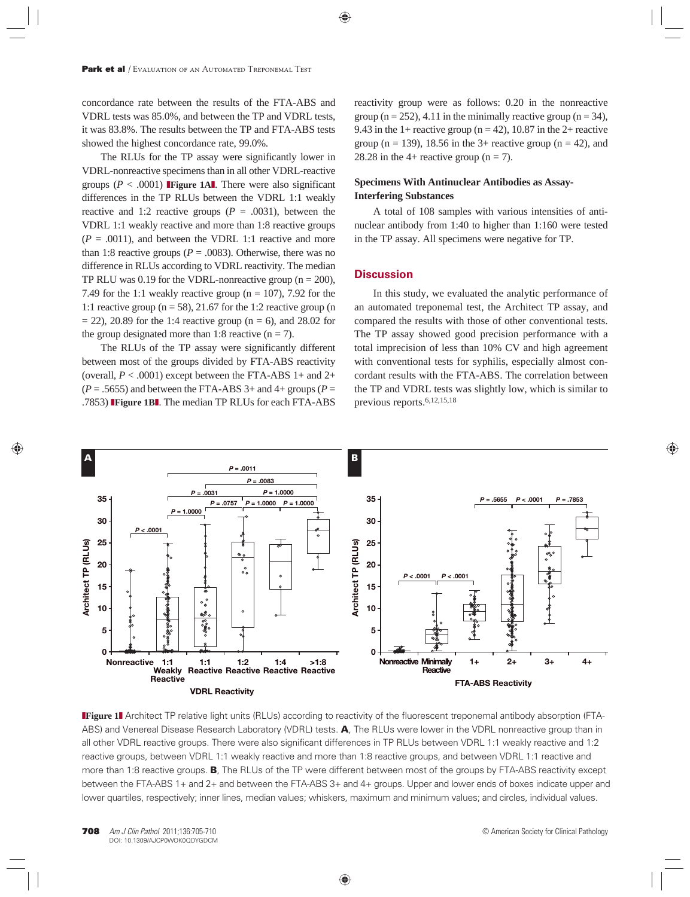concordance rate between the results of the FTA-ABS and VDRL tests was 85.0%, and between the TP and VDRL tests, it was 83.8%. The results between the TP and FTA-ABS tests showed the highest concordance rate, 99.0%.

The RLUs for the TP assay were significantly lower in VDRL-nonreactive specimens than in all other VDRL-reactive groups ($P < .0001$) **Figure 1A**. There were also significant differences in the TP RLUs between the VDRL 1:1 weakly reactive and 1:2 reactive groups ($P = .0031$), between the VDRL 1:1 weakly reactive and more than 1:8 reactive groups ($P = .0011$), and between the VDRL 1:1 reactive and more than 1:8 reactive groups ($P = .0083$). Otherwise, there was no difference in RLUs according to VDRL reactivity. The median TP RLU was 0.19 for the VDRL-nonreactive group (n = 200), 7.49 for the 1:1 weakly reactive group (n = 107), 7.92 for the 1:1 reactive group (n = 58), 21.67 for the 1:2 reactive group (n = 22), 20.89 for the 1:4 reactive group (n = 6), and 28.02 for the group designated more than 1:8 reactive (n = 7).

The RLUs of the TP assay were significantly different between most of the groups divided by FTA-ABS reactivity (overall, $P < .0001$) except between the FTA-ABS 1+ and 2+ ($P = .5655$) and between the FTA-ABS 3+ and 4+ groups ($P = .7853$) **Figure 1B**. The median TP RLUs for each FTA-ABS reactivity group were as follows: 0.20 in the nonreactive group (n = 252), 4.11 in the minimally reactive group (n = 34), 9.43 in the 1+ reactive group (n = 42), 10.87 in the 2+ reactive group (n = 139), 18.56 in the 3+ reactive group (n = 42), and 28.28 in the 4+ reactive group (n = 7).

### Specimens With Antinuclear Antibodies as Assay-Interfering Substances

A total of 108 samples with various intensities of antinuclear antibody from 1:40 to higher than 1:160 were tested in the TP assay. All specimens were negative for TP.

## Discussion

In this study, we evaluated the analytic performance of an automated treponemal test, the Architect TP assay, and compared the results with those of other conventional tests. The TP assay showed good precision performance with a total imprecision of less than 10% CV and high agreement with conventional tests for syphilis, especially almost concordant results with the FTA-ABS. The correlation between the TP and VDRL tests was slightly low, which is similar to previous reports.[6,12,15,18]

**Figure 1** Architect TP relative light units (RLUs) according to reactivity of the fluorescent treponemal antibody absorption (FTA-ABS) and Venereal Disease Research Laboratory (VDRL) tests. **A**, The RLUs were lower in the VDRL nonreactive group than in all other VDRL reactive groups. There were also significant differences in TP RLUs between VDRL 1:1 weakly reactive and 1:2 reactive groups, between VDRL 1:1 weakly reactive and more than 1:8 reactive groups, and between VDRL 1:1 reactive and more than 1:8 reactive groups. **B**, The RLUs of the TP were different between most of the groups by FTA-ABS reactivity except between the FTA-ABS 1+ and 2+ and between the FTA-ABS 3+ and 4+ groups. Upper and lower ends of boxes indicate upper and lower quartiles, respectively; inner lines, median values; whiskers, maximum and minimum values; and circles, individual values.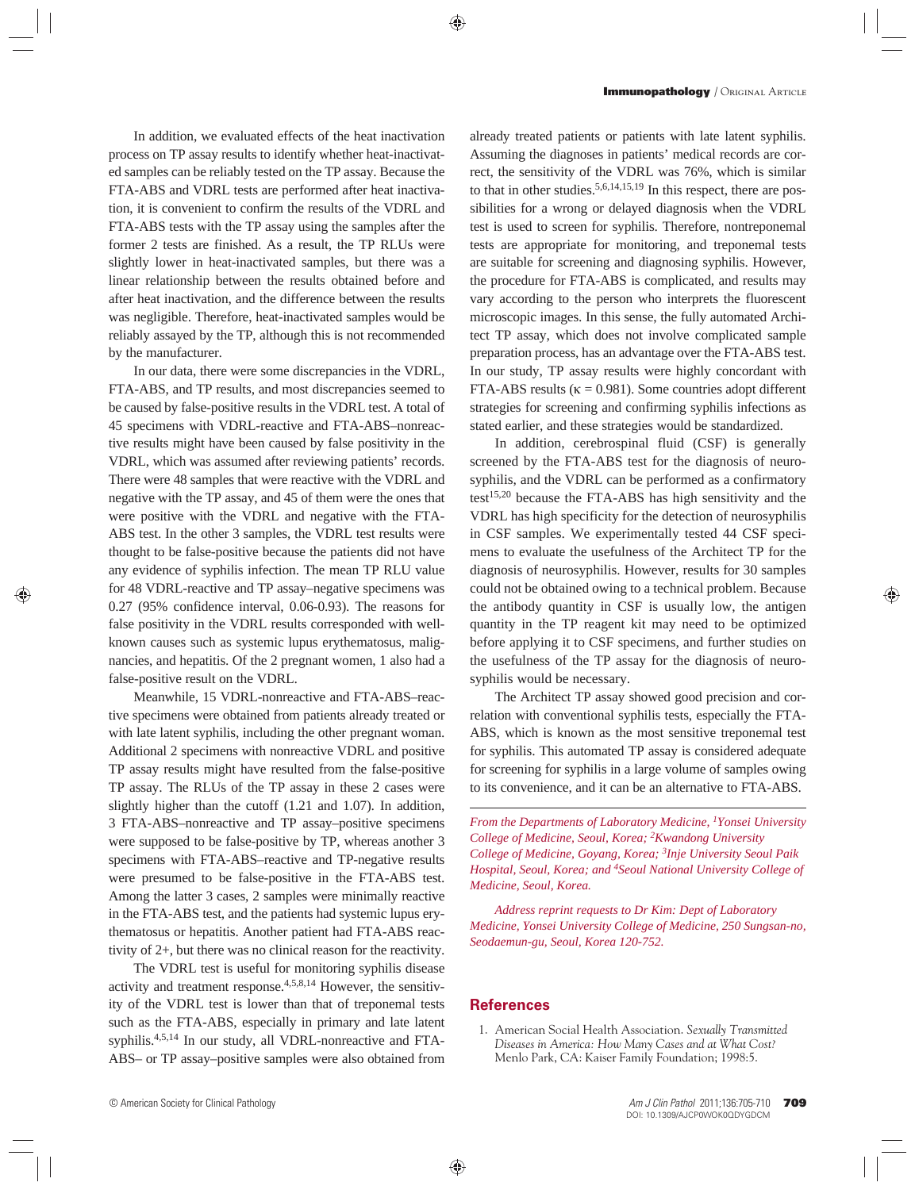In addition, we evaluated effects of the heat inactivation process on TP assay results to identify whether heat-inactivated samples can be reliably tested on the TP assay. Because the FTA-ABS and VDRL tests are performed after heat inactivation, it is convenient to confirm the results of the VDRL and FTA-ABS tests with the TP assay using the samples after the former 2 tests are finished. As a result, the TP RLUs were slightly lower in heat-inactivated samples, but there was a linear relationship between the results obtained before and after heat inactivation, and the difference between the results was negligible. Therefore, heat-inactivated samples would be reliably assayed by the TP, although this is not recommended by the manufacturer.

In our data, there were some discrepancies in the VDRL, FTA-ABS, and TP results, and most discrepancies seemed to be caused by false-positive results in the VDRL test. A total of 45 specimens with VDRL-reactive and FTA-ABS–nonreactive results might have been caused by false positivity in the VDRL, which was assumed after reviewing patients' records. There were 48 samples that were reactive with the VDRL and negative with the TP assay, and 45 of them were the ones that were positive with the VDRL and negative with the FTA-ABS test. In the other 3 samples, the VDRL test results were thought to be false-positive because the patients did not have any evidence of syphilis infection. The mean TP RLU value for 48 VDRL-reactive and TP assay–negative specimens was 0.27 (95% confidence interval, 0.06-0.93). The reasons for false positivity in the VDRL results corresponded with well-known causes such as systemic lupus erythematosus, malignancies, and hepatitis. Of the 2 pregnant women, 1 also had a false-positive result on the VDRL.

Meanwhile, 15 VDRL-nonreactive and FTA-ABS–reactive specimens were obtained from patients already treated or with late latent syphilis, including the other pregnant woman. Additional 2 specimens with nonreactive VDRL and positive TP assay results might have resulted from the false-positive TP assay. The RLUs of the TP assay in these 2 cases were slightly higher than the cutoff (1.21 and 1.07). In addition, 3 FTA-ABS–nonreactive and TP assay–positive specimens were supposed to be false-positive by TP, whereas another 3 specimens with FTA-ABS–reactive and TP-negative results were presumed to be false-positive in the FTA-ABS test. Among the latter 3 cases, 2 samples were minimally reactive in the FTA-ABS test, and the patients had systemic lupus erythematosus or hepatitis. Another patient had FTA-ABS reactivity of 2+, but there was no clinical reason for the reactivity.

The VDRL test is useful for monitoring syphilis disease activity and treatment response.[4,5,8,14] However, the sensitivity of the VDRL test is lower than that of treponemal tests such as the FTA-ABS, especially in primary and late latent syphilis.[4,5,14] In our study, all VDRL-nonreactive and FTA-ABS– or TP assay–positive samples were also obtained from already treated patients or patients with late latent syphilis. Assuming the diagnoses in patients' medical records are correct, the sensitivity of the VDRL was 76%, which is similar to that in other studies.[5,6,14,15,19] In this respect, there are possibilities for a wrong or delayed diagnosis when the VDRL test is used to screen for syphilis. Therefore, nontreponemal tests are appropriate for monitoring, and treponemal tests are suitable for screening and diagnosing syphilis. However, the procedure for FTA-ABS is complicated, and results may vary according to the person who interprets the fluorescent microscopic images. In this sense, the fully automated Architect TP assay, which does not involve complicated sample preparation process, has an advantage over the FTA-ABS test. In our study, TP assay results were highly concordant with FTA-ABS results ($\kappa = 0.981$). Some countries adopt different strategies for screening and confirming syphilis infections as stated earlier, and these strategies would be standardized.

In addition, cerebrospinal fluid (CSF) is generally screened by the FTA-ABS test for the diagnosis of neurosyphilis, and the VDRL can be performed as a confirmatory test[15,20] because the FTA-ABS has high sensitivity and the VDRL has high specificity for the detection of neurosyphilis in CSF samples. We experimentally tested 44 CSF specimens to evaluate the usefulness of the Architect TP for the diagnosis of neurosyphilis. However, results for 30 samples could not be obtained owing to a technical problem. Because the antibody quantity in CSF is usually low, the antigen quantity in the TP reagent kit may need to be optimized before applying it to CSF specimens, and further studies on the usefulness of the TP assay for the diagnosis of neurosyphilis would be necessary.

The Architect TP assay showed good precision and correlation with conventional syphilis tests, especially the FTA-ABS, which is known as the most sensitive treponemal test for syphilis. This automated TP assay is considered adequate for screening for syphilis in a large volume of samples owing to its convenience, and it can be an alternative to FTA-ABS.

*From the Departments of Laboratory Medicine, [1]Yonsei University College of Medicine, Seoul, Korea; [2]Kwandong University College of Medicine, Goyang, Korea; [3]Inje University Seoul Paik Hospital, Seoul, Korea; and [4]Seoul National University College of Medicine, Seoul, Korea.*

*Address reprint requests to Dr Kim: Dept of Laboratory Medicine, Yonsei University College of Medicine, 250 Sungsan-no, Seodaemun-gu, Seoul, Korea 120-752.*

## References

1. American Social Health Association. *Sexually Transmitted Diseases in America: How Many Cases and at What Cost?* Menlo Park, CA: Kaiser Family Foundation; 1998:5.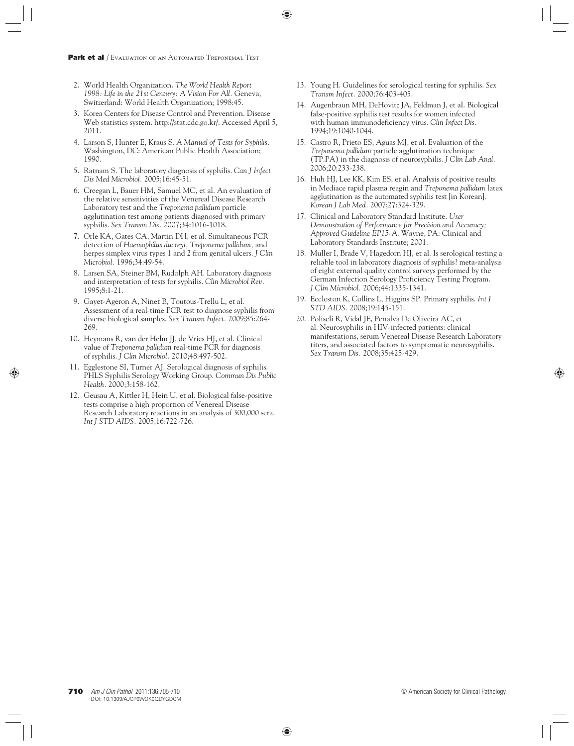2. World Health Organization. *The World Health Report 1998: Life in the 21st Century: A Vision For All.* Geneva, Switzerland: World Health Organization; 1998:45.
3. Korea Centers for Disease Control and Prevention. Disease Web statistics system. http://stat.cdc.go.kr/. Accessed April 5, 2011.
4. Larson S, Hunter E, Kraus S. *A Manual of Tests for Syphilis.* Washington, DC: American Public Health Association; 1990.
5. Ratnam S. The laboratory diagnosis of syphilis. *Can J Infect Dis Med Microbiol.* 2005;16:45-51.
6. Creegan L, Bauer HM, Samuel MC, et al. An evaluation of the relative sensitivities of the Venereal Disease Research Laboratory test and the *Treponema pallidum* particle agglutination test among patients diagnosed with primary syphilis. *Sex Transm Dis.* 2007;34:1016-1018.
7. Orle KA, Gates CA, Martin DH, et al. Simultaneous PCR detection of *Haemophilus ducreyi, Treponema pallidum,* and herpes simplex virus types 1 and 2 from genital ulcers. *J Clin Microbiol.* 1996;34:49-54.
8. Larsen SA, Steiner BM, Rudolph AH. Laboratory diagnosis and interpretation of tests for syphilis. *Clin Microbiol Rev.* 1995;8:1-21.
9. Gayet-Ageron A, Ninet B, Toutous-Trellu L, et al. Assessment of a real-time PCR test to diagnose syphilis from diverse biological samples. *Sex Transm Infect.* 2009;85:264-269.
10. Heymans R, van der Helm JJ, de Vries HJ, et al. Clinical value of *Treponema pallidum* real-time PCR for diagnosis of syphilis. *J Clin Microbiol.* 2010;48:497-502.
11. Egglestone SI, Turner AJ. Serological diagnosis of syphilis. PHLS Syphilis Serology Working Group. *Commun Dis Public Health.* 2000;3:158-162.
12. Geusau A, Kittler H, Hein U, et al. Biological false-positive tests comprise a high proportion of Venereal Disease Research Laboratory reactions in an analysis of 300,000 sera. *Int J STD AIDS.* 2005;16:722-726.
13. Young H. Guidelines for serological testing for syphilis. *Sex Transm Infect.* 2000;76:403-405.
14. Augenbraun MH, DeHovitz JA, Feldman J, et al. Biological false-positive syphilis test results for women infected with human immunodeficiency virus. *Clin Infect Dis.* 1994;19:1040-1044.
15. Castro R, Prieto ES, Aguas MJ, et al. Evaluation of the *Treponema pallidum* particle agglutination technique (TP.PA) in the diagnosis of neurosyphilis. *J Clin Lab Anal.* 2006;20:233-238.
16. Huh HJ, Lee KK, Kim ES, et al. Analysis of positive results in Mediace rapid plasma reagin and *Treponema pallidum* latex agglutination as the automated syphilis test [in Korean]. *Korean J Lab Med.* 2007;27:324-329.
17. Clinical and Laboratory Standard Institute. *User Demonstration of Performance for Precision and Accuracy; Approved Guideline EP15-A.* Wayne, PA: Clinical and Laboratory Standards Institute; 2001.
18. Muller I, Brade V, Hagedorn HJ, et al. Is serological testing a reliable tool in laboratory diagnosis of syphilis? meta-analysis of eight external quality control surveys performed by the German Infection Serology Proficiency Testing Program. *J Clin Microbiol.* 2006;44:1335-1341.
19. Eccleston K, Collins L, Higgins SP. Primary syphilis. *Int J STD AIDS.* 2008;19:145-151.
20. Poliseli R, Vidal JE, Penalva De Oliveira AC, et al. Neurosyphilis in HIV-infected patients: clinical manifestations, serum Venereal Disease Research Laboratory titers, and associated factors to symptomatic neurosyphilis. *Sex Transm Dis.* 2008;35:425-429.